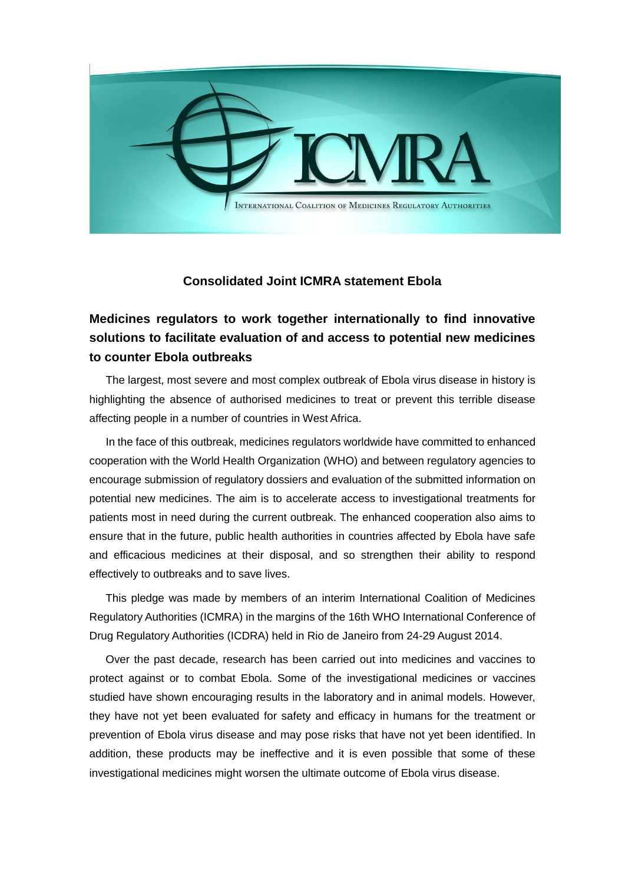**Consolidated Joint ICMRA statement Ebola**

## Medicines regulators to work together internationally to find innovative solutions to facilitate evaluation of and access to potential new medicines to counter Ebola outbreaks

The largest, most severe and most complex outbreak of Ebola virus disease in history is highlighting the absence of authorised medicines to treat or prevent this terrible disease affecting people in a number of countries in West Africa.

In the face of this outbreak, medicines regulators worldwide have committed to enhanced cooperation with the World Health Organization (WHO) and between regulatory agencies to encourage submission of regulatory dossiers and evaluation of the submitted information on potential new medicines. The aim is to accelerate access to investigational treatments for patients most in need during the current outbreak. The enhanced cooperation also aims to ensure that in the future, public health authorities in countries affected by Ebola have safe and efficacious medicines at their disposal, and so strengthen their ability to respond effectively to outbreaks and to save lives.

This pledge was made by members of an interim International Coalition of Medicines Regulatory Authorities (ICMRA) in the margins of the 16th WHO International Conference of Drug Regulatory Authorities (ICDRA) held in Rio de Janeiro from 24-29 August 2014.

Over the past decade, research has been carried out into medicines and vaccines to protect against or to combat Ebola. Some of the investigational medicines or vaccines studied have shown encouraging results in the laboratory and in animal models. However, they have not yet been evaluated for safety and efficacy in humans for the treatment or prevention of Ebola virus disease and may pose risks that have not yet been identified. In addition, these products may be ineffective and it is even possible that some of these investigational medicines might worsen the ultimate outcome of Ebola virus disease.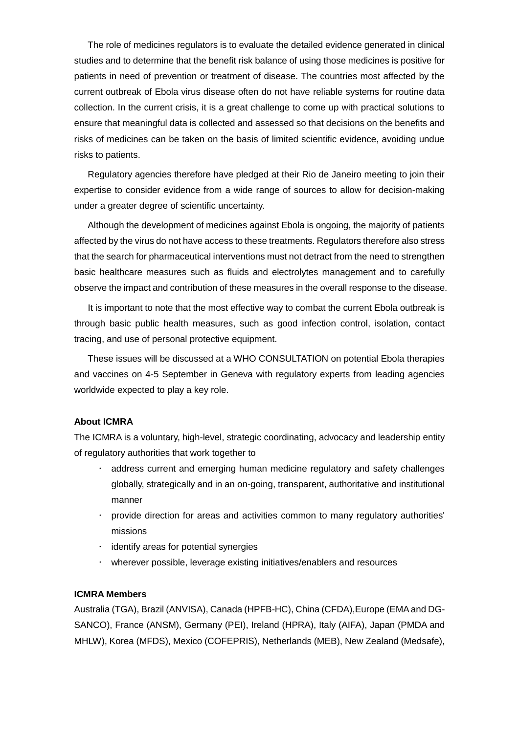The role of medicines regulators is to evaluate the detailed evidence generated in clinical studies and to determine that the benefit risk balance of using those medicines is positive for patients in need of prevention or treatment of disease. The countries most affected by the current outbreak of Ebola virus disease often do not have reliable systems for routine data collection. In the current crisis, it is a great challenge to come up with practical solutions to ensure that meaningful data is collected and assessed so that decisions on the benefits and risks of medicines can be taken on the basis of limited scientific evidence, avoiding undue risks to patients.

Regulatory agencies therefore have pledged at their Rio de Janeiro meeting to join their expertise to consider evidence from a wide range of sources to allow for decision-making under a greater degree of scientific uncertainty.

Although the development of medicines against Ebola is ongoing, the majority of patients affected by the virus do not have access to these treatments. Regulators therefore also stress that the search for pharmaceutical interventions must not detract from the need to strengthen basic healthcare measures such as fluids and electrolytes management and to carefully observe the impact and contribution of these measures in the overall response to the disease.

It is important to note that the most effective way to combat the current Ebola outbreak is through basic public health measures, such as good infection control, isolation, contact tracing, and use of personal protective equipment.

These issues will be discussed at a WHO CONSULTATION on potential Ebola therapies and vaccines on 4-5 September in Geneva with regulatory experts from leading agencies worldwide expected to play a key role.

**About ICMRA**

The ICMRA is a voluntary, high-level, strategic coordinating, advocacy and leadership entity of regulatory authorities that work together to

- address current and emerging human medicine regulatory and safety challenges globally, strategically and in an on-going, transparent, authoritative and institutional manner
- provide direction for areas and activities common to many regulatory authorities' missions
- identify areas for potential synergies
- wherever possible, leverage existing initiatives/enablers and resources

**ICMRA Members**

Australia (TGA), Brazil (ANVISA), Canada (HPFB-HC), China (CFDA),Europe (EMA and DG-SANCO), France (ANSM), Germany (PEI), Ireland (HPRA), Italy (AIFA), Japan (PMDA and MHLW), Korea (MFDS), Mexico (COFEPRIS), Netherlands (MEB), New Zealand (Medsafe),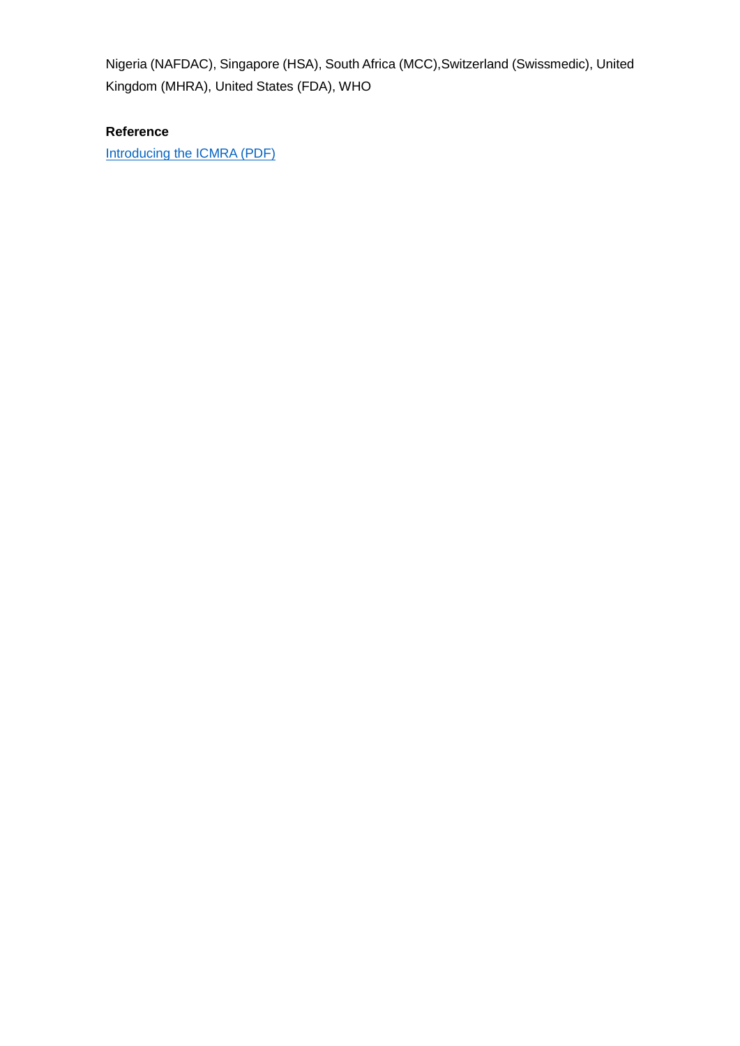Nigeria (NAFDAC), Singapore (HSA), South Africa (MCC),Switzerland (Swissmedic), United Kingdom (MHRA), United States (FDA), WHO

**Reference**

Introducing the ICMRA (PDF)